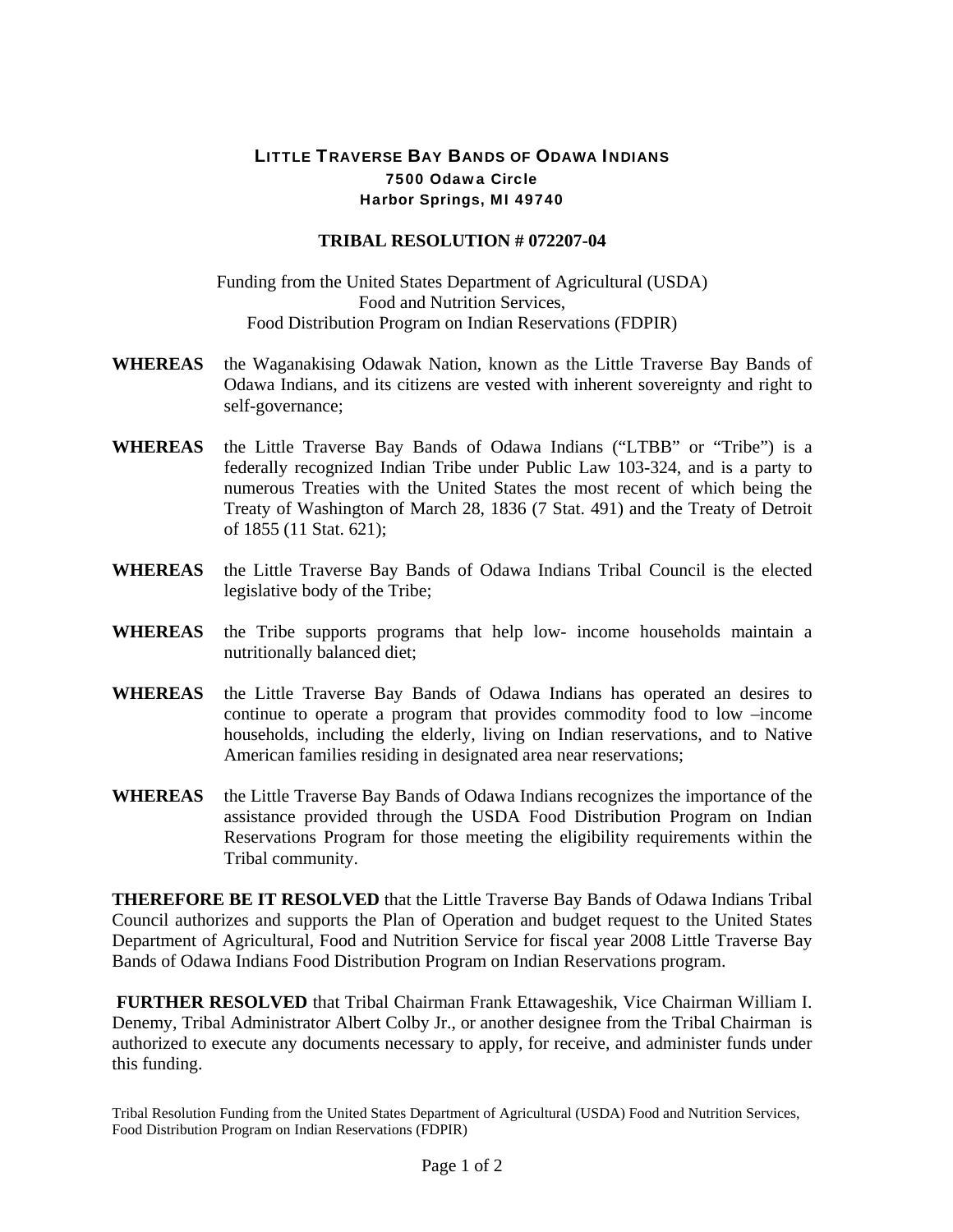**LITTLE TRAVERSE BAY BANDS OF ODAWA INDIANS**
**7500 Odawa Circle**
**Harbor Springs, MI 49740**

# TRIBAL RESOLUTION # 072207-04

Funding from the United States Department of Agricultural (USDA)
Food and Nutrition Services,
Food Distribution Program on Indian Reservations (FDPIR)

**WHEREAS** the Waganakising Odawak Nation, known as the Little Traverse Bay Bands of Odawa Indians, and its citizens are vested with inherent sovereignty and right to self-governance;

**WHEREAS** the Little Traverse Bay Bands of Odawa Indians ("LTBB" or "Tribe") is a federally recognized Indian Tribe under Public Law 103-324, and is a party to numerous Treaties with the United States the most recent of which being the Treaty of Washington of March 28, 1836 (7 Stat. 491) and the Treaty of Detroit of 1855 (11 Stat. 621);

**WHEREAS** the Little Traverse Bay Bands of Odawa Indians Tribal Council is the elected legislative body of the Tribe;

**WHEREAS** the Tribe supports programs that help low- income households maintain a nutritionally balanced diet;

**WHEREAS** the Little Traverse Bay Bands of Odawa Indians has operated an desires to continue to operate a program that provides commodity food to low –income households, including the elderly, living on Indian reservations, and to Native American families residing in designated area near reservations;

**WHEREAS** the Little Traverse Bay Bands of Odawa Indians recognizes the importance of the assistance provided through the USDA Food Distribution Program on Indian Reservations Program for those meeting the eligibility requirements within the Tribal community.

**THEREFORE BE IT RESOLVED** that the Little Traverse Bay Bands of Odawa Indians Tribal Council authorizes and supports the Plan of Operation and budget request to the United States Department of Agricultural, Food and Nutrition Service for fiscal year 2008 Little Traverse Bay Bands of Odawa Indians Food Distribution Program on Indian Reservations program.

**FURTHER RESOLVED** that Tribal Chairman Frank Ettawageshik, Vice Chairman William I. Denemy, Tribal Administrator Albert Colby Jr., or another designee from the Tribal Chairman is authorized to execute any documents necessary to apply, for receive, and administer funds under this funding.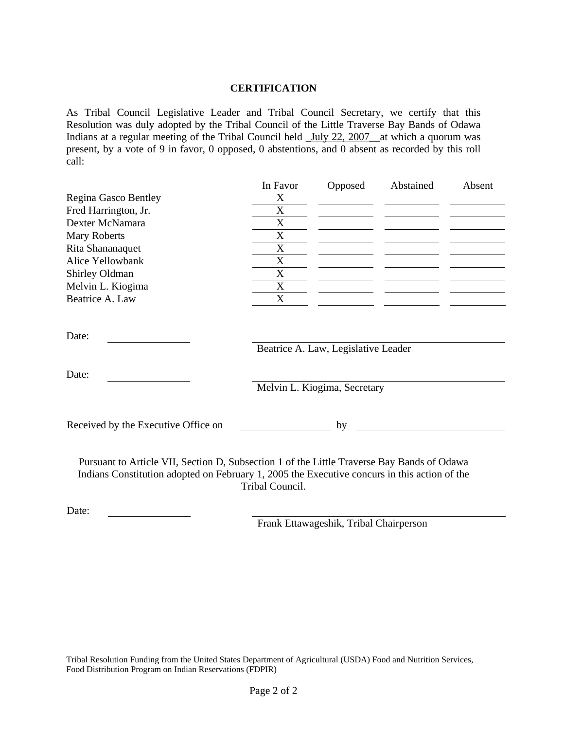**CERTIFICATION**

As Tribal Council Legislative Leader and Tribal Council Secretary, we certify that this Resolution was duly adopted by the Tribal Council of the Little Traverse Bay Bands of Odawa Indians at a regular meeting of the Tribal Council held _July 22, 2007__at which a quorum was present, by a vote of 9 in favor, 0 opposed, 0 abstentions, and 0 absent as recorded by this roll call:

| | In Favor | Opposed | Abstained | Absent |
|---|---|---|---|---|
| Regina Gasco Bentley | X | | | |
| Fred Harrington, Jr. | X | | | |
| Dexter McNamara | X | | | |
| Mary Roberts | X | | | |
| Rita Shananaquet | X | | | |
| Alice Yellowbank | X | | | |
| Shirley Oldman | X | | | |
| Melvin L. Kiogima | X | | | |
| Beatrice A. Law | X | | | |

Date: ______________ ________________________________________
Beatrice A. Law, Legislative Leader

Date: ______________ ________________________________________
Melvin L. Kiogima, Secretary

Received by the Executive Office on ______________ by ________________________

Pursuant to Article VII, Section D, Subsection 1 of the Little Traverse Bay Bands of Odawa Indians Constitution adopted on February 1, 2005 the Executive concurs in this action of the Tribal Council.

Date: ______________ ________________________________________
Frank Ettawageshik, Tribal Chairperson

Tribal Resolution Funding from the United States Department of Agricultural (USDA) Food and Nutrition Services, Food Distribution Program on Indian Reservations (FDPIR)